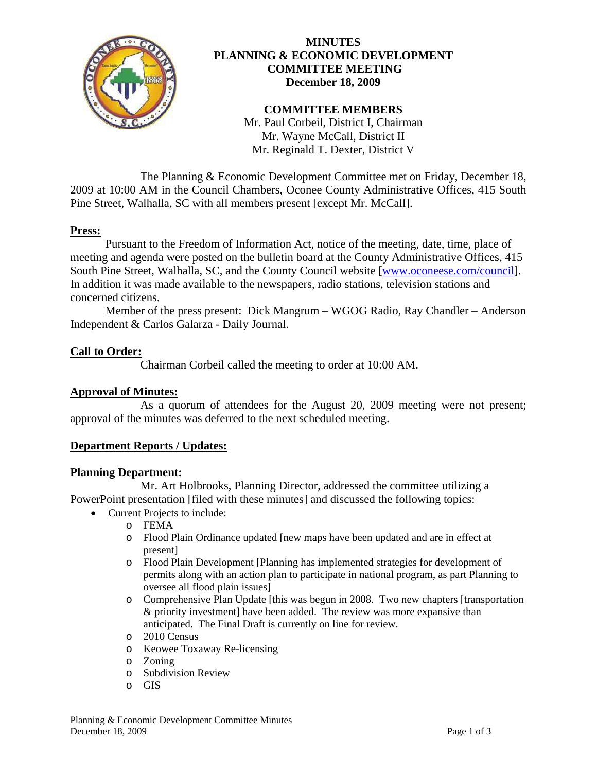# MINUTES
# PLANNING & ECONOMIC DEVELOPMENT COMMITTEE MEETING
## December 18, 2009

### COMMITTEE MEMBERS

Mr. Paul Corbeil, District I, Chairman
Mr. Wayne McCall, District II
Mr. Reginald T. Dexter, District V

The Planning & Economic Development Committee met on Friday, December 18, 2009 at 10:00 AM in the Council Chambers, Oconee County Administrative Offices, 415 South Pine Street, Walhalla, SC with all members present [except Mr. McCall].

**Press:**

Pursuant to the Freedom of Information Act, notice of the meeting, date, time, place of meeting and agenda were posted on the bulletin board at the County Administrative Offices, 415 South Pine Street, Walhalla, SC, and the County Council website [www.oconeese.com/council]. In addition it was made available to the newspapers, radio stations, television stations and concerned citizens.

Member of the press present: Dick Mangrum – WGOG Radio, Ray Chandler – Anderson Independent & Carlos Galarza - Daily Journal.

**Call to Order:**

Chairman Corbeil called the meeting to order at 10:00 AM.

**Approval of Minutes:**

As a quorum of attendees for the August 20, 2009 meeting were not present; approval of the minutes was deferred to the next scheduled meeting.

**Department Reports / Updates:**

**Planning Department:**

Mr. Art Holbrooks, Planning Director, addressed the committee utilizing a PowerPoint presentation [filed with these minutes] and discussed the following topics:

- Current Projects to include:
  - FEMA
  - Flood Plain Ordinance updated [new maps have been updated and are in effect at present]
  - Flood Plain Development [Planning has implemented strategies for development of permits along with an action plan to participate in national program, as part Planning to oversee all flood plain issues]
  - Comprehensive Plan Update [this was begun in 2008. Two new chapters [transportation & priority investment] have been added. The review was more expansive than anticipated. The Final Draft is currently on line for review.
  - 2010 Census
  - Keowee Toxaway Re-licensing
  - Zoning
  - Subdivision Review
  - GIS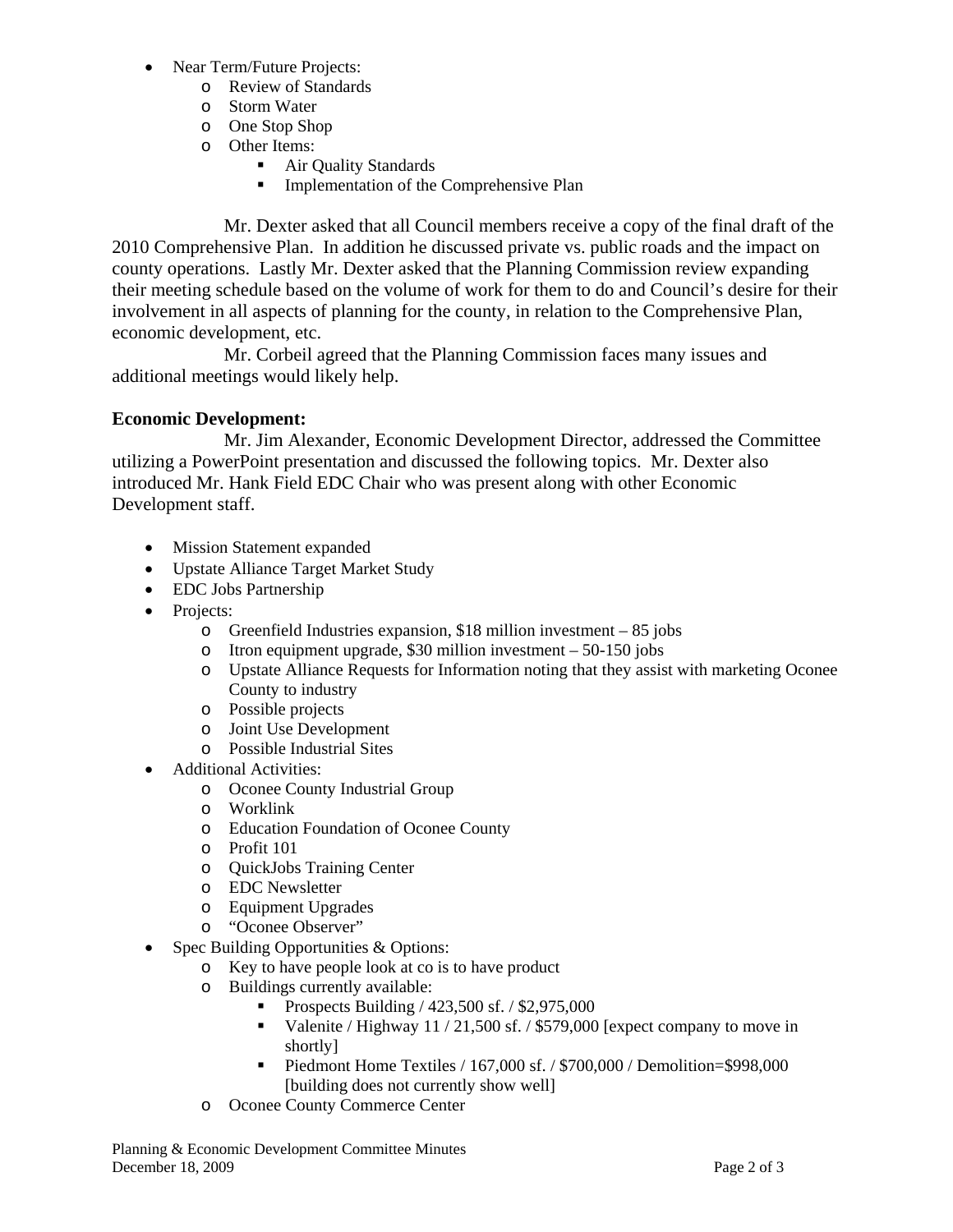- Near Term/Future Projects:
  - Review of Standards
  - Storm Water
  - One Stop Shop
  - Other Items:
    - Air Quality Standards
    - Implementation of the Comprehensive Plan

Mr. Dexter asked that all Council members receive a copy of the final draft of the 2010 Comprehensive Plan. In addition he discussed private vs. public roads and the impact on county operations. Lastly Mr. Dexter asked that the Planning Commission review expanding their meeting schedule based on the volume of work for them to do and Council's desire for their involvement in all aspects of planning for the county, in relation to the Comprehensive Plan, economic development, etc.

Mr. Corbeil agreed that the Planning Commission faces many issues and additional meetings would likely help.

**Economic Development:**

Mr. Jim Alexander, Economic Development Director, addressed the Committee utilizing a PowerPoint presentation and discussed the following topics. Mr. Dexter also introduced Mr. Hank Field EDC Chair who was present along with other Economic Development staff.

- Mission Statement expanded
- Upstate Alliance Target Market Study
- EDC Jobs Partnership
- Projects:
  - Greenfield Industries expansion, $18 million investment – 85 jobs
  - Itron equipment upgrade, $30 million investment – 50-150 jobs
  - Upstate Alliance Requests for Information noting that they assist with marketing Oconee County to industry
  - Possible projects
  - Joint Use Development
  - Possible Industrial Sites
- Additional Activities:
  - Oconee County Industrial Group
  - Worklink
  - Education Foundation of Oconee County
  - Profit 101
  - QuickJobs Training Center
  - EDC Newsletter
  - Equipment Upgrades
  - "Oconee Observer"
- Spec Building Opportunities & Options:
  - Key to have people look at co is to have product
  - Buildings currently available:
    - Prospects Building / 423,500 sf. / $2,975,000
    - Valenite / Highway 11 / 21,500 sf. / $579,000 [expect company to move in shortly]
    - Piedmont Home Textiles / 167,000 sf. / $700,000 / Demolition=$998,000 [building does not currently show well]
  - Oconee County Commerce Center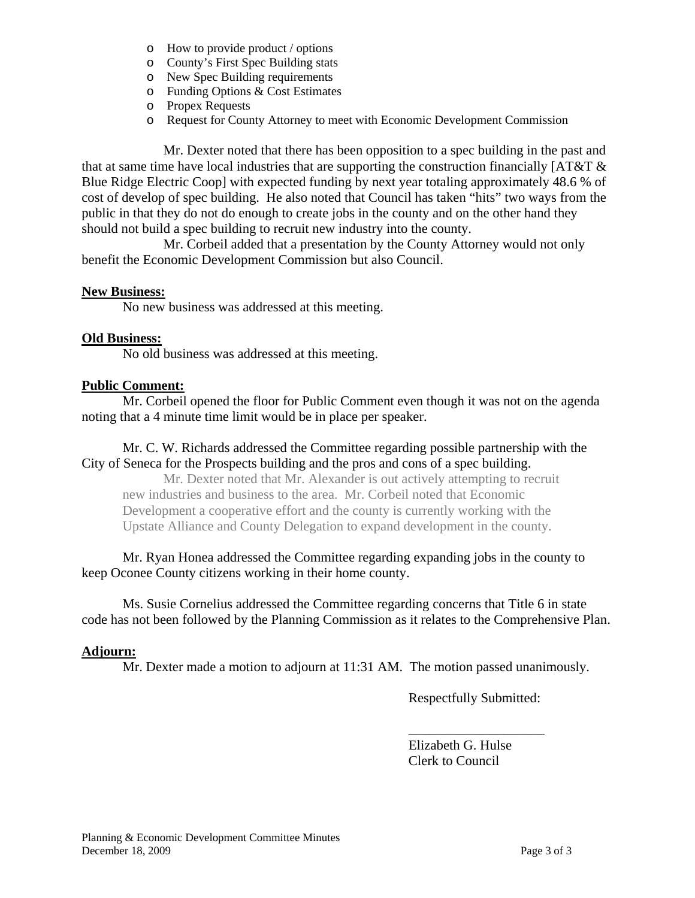- How to provide product / options
- County's First Spec Building stats
- New Spec Building requirements
- Funding Options & Cost Estimates
- Propex Requests
- Request for County Attorney to meet with Economic Development Commission

Mr. Dexter noted that there has been opposition to a spec building in the past and that at same time have local industries that are supporting the construction financially [AT&T & Blue Ridge Electric Coop] with expected funding by next year totaling approximately 48.6 % of cost of develop of spec building. He also noted that Council has taken "hits" two ways from the public in that they do not do enough to create jobs in the county and on the other hand they should not build a spec building to recruit new industry into the county.

Mr. Corbeil added that a presentation by the County Attorney would not only benefit the Economic Development Commission but also Council.

**New Business:**

No new business was addressed at this meeting.

**Old Business:**

No old business was addressed at this meeting.

**Public Comment:**

Mr. Corbeil opened the floor for Public Comment even though it was not on the agenda noting that a 4 minute time limit would be in place per speaker.

Mr. C. W. Richards addressed the Committee regarding possible partnership with the City of Seneca for the Prospects building and the pros and cons of a spec building.

Mr. Dexter noted that Mr. Alexander is out actively attempting to recruit new industries and business to the area. Mr. Corbeil noted that Economic Development a cooperative effort and the county is currently working with the Upstate Alliance and County Delegation to expand development in the county.

Mr. Ryan Honea addressed the Committee regarding expanding jobs in the county to keep Oconee County citizens working in their home county.

Ms. Susie Cornelius addressed the Committee regarding concerns that Title 6 in state code has not been followed by the Planning Commission as it relates to the Comprehensive Plan.

**Adjourn:**

Mr. Dexter made a motion to adjourn at 11:31 AM. The motion passed unanimously.

Respectfully Submitted:

____________________

Elizabeth G. Hulse
Clerk to Council